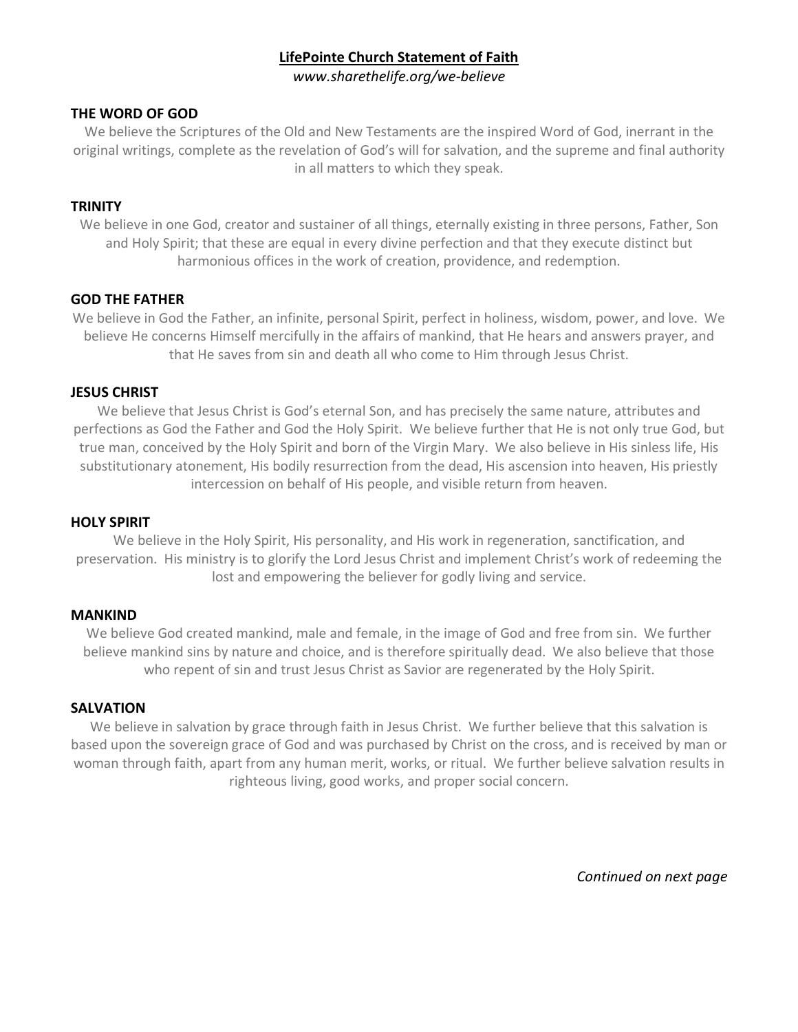# **LifePointe Church Statement of Faith**

*www.sharethelife.org/we-believe*

## THE WORD OF GOD

We believe the Scriptures of the Old and New Testaments are the inspired Word of God, inerrant in the original writings, complete as the revelation of God's will for salvation, and the supreme and final authority in all matters to which they speak.

## TRINITY

We believe in one God, creator and sustainer of all things, eternally existing in three persons, Father, Son and Holy Spirit; that these are equal in every divine perfection and that they execute distinct but harmonious offices in the work of creation, providence, and redemption.

## GOD THE FATHER

We believe in God the Father, an infinite, personal Spirit, perfect in holiness, wisdom, power, and love. We believe He concerns Himself mercifully in the affairs of mankind, that He hears and answers prayer, and that He saves from sin and death all who come to Him through Jesus Christ.

## JESUS CHRIST

We believe that Jesus Christ is God's eternal Son, and has precisely the same nature, attributes and perfections as God the Father and God the Holy Spirit. We believe further that He is not only true God, but true man, conceived by the Holy Spirit and born of the Virgin Mary. We also believe in His sinless life, His substitutionary atonement, His bodily resurrection from the dead, His ascension into heaven, His priestly intercession on behalf of His people, and visible return from heaven.

## HOLY SPIRIT

We believe in the Holy Spirit, His personality, and His work in regeneration, sanctification, and preservation. His ministry is to glorify the Lord Jesus Christ and implement Christ's work of redeeming the lost and empowering the believer for godly living and service.

## MANKIND

We believe God created mankind, male and female, in the image of God and free from sin. We further believe mankind sins by nature and choice, and is therefore spiritually dead. We also believe that those who repent of sin and trust Jesus Christ as Savior are regenerated by the Holy Spirit.

## SALVATION

We believe in salvation by grace through faith in Jesus Christ. We further believe that this salvation is based upon the sovereign grace of God and was purchased by Christ on the cross, and is received by man or woman through faith, apart from any human merit, works, or ritual. We further believe salvation results in righteous living, good works, and proper social concern.

*Continued on next page*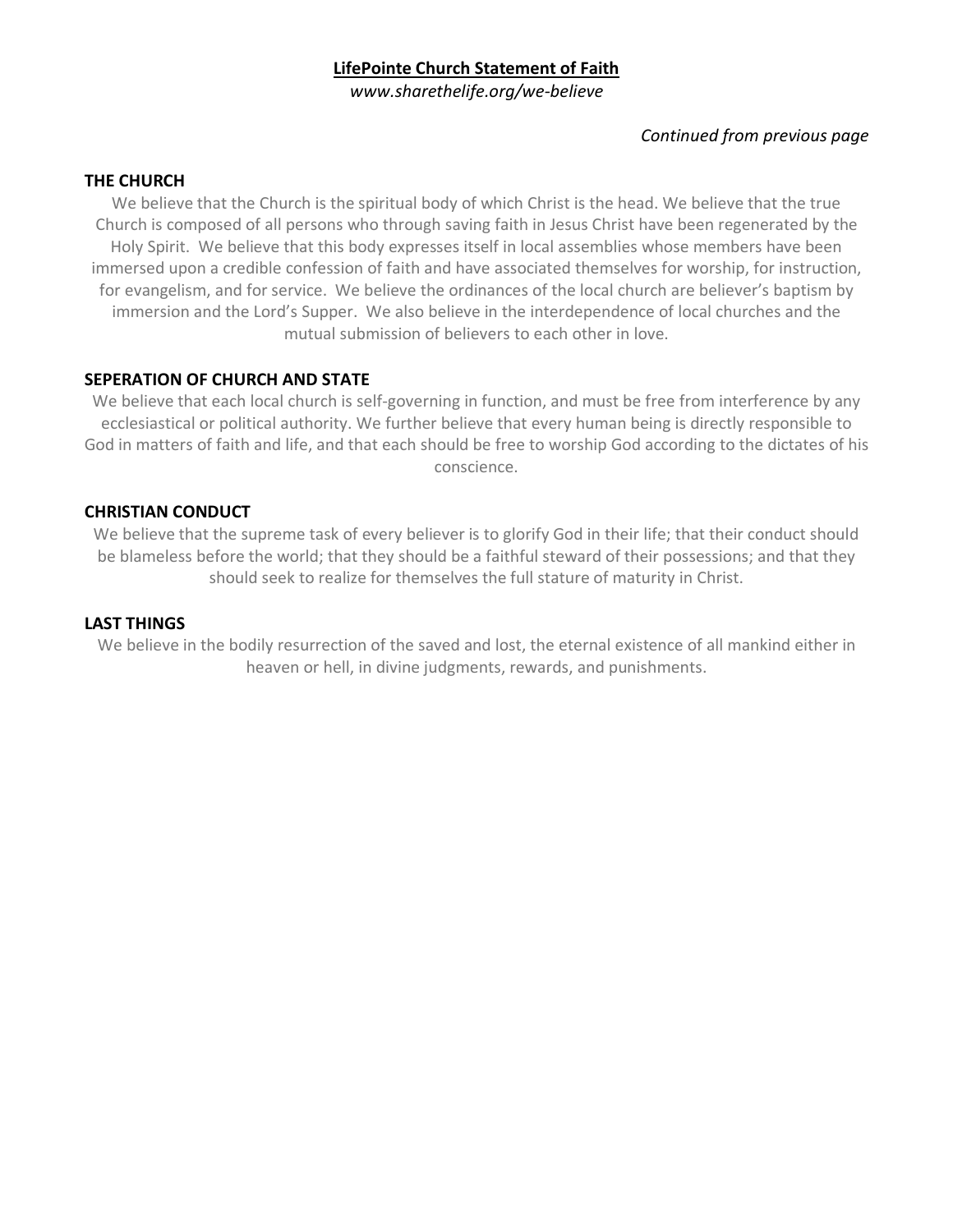**LifePointe Church Statement of Faith**

*www.sharethelife.org/we-believe*

*Continued from previous page*

## THE CHURCH

We believe that the Church is the spiritual body of which Christ is the head. We believe that the true Church is composed of all persons who through saving faith in Jesus Christ have been regenerated by the Holy Spirit. We believe that this body expresses itself in local assemblies whose members have been immersed upon a credible confession of faith and have associated themselves for worship, for instruction, for evangelism, and for service. We believe the ordinances of the local church are believer's baptism by immersion and the Lord's Supper. We also believe in the interdependence of local churches and the mutual submission of believers to each other in love.

## SEPERATION OF CHURCH AND STATE

We believe that each local church is self-governing in function, and must be free from interference by any ecclesiastical or political authority. We further believe that every human being is directly responsible to God in matters of faith and life, and that each should be free to worship God according to the dictates of his conscience.

## CHRISTIAN CONDUCT

We believe that the supreme task of every believer is to glorify God in their life; that their conduct should be blameless before the world; that they should be a faithful steward of their possessions; and that they should seek to realize for themselves the full stature of maturity in Christ.

## LAST THINGS

We believe in the bodily resurrection of the saved and lost, the eternal existence of all mankind either in heaven or hell, in divine judgments, rewards, and punishments.